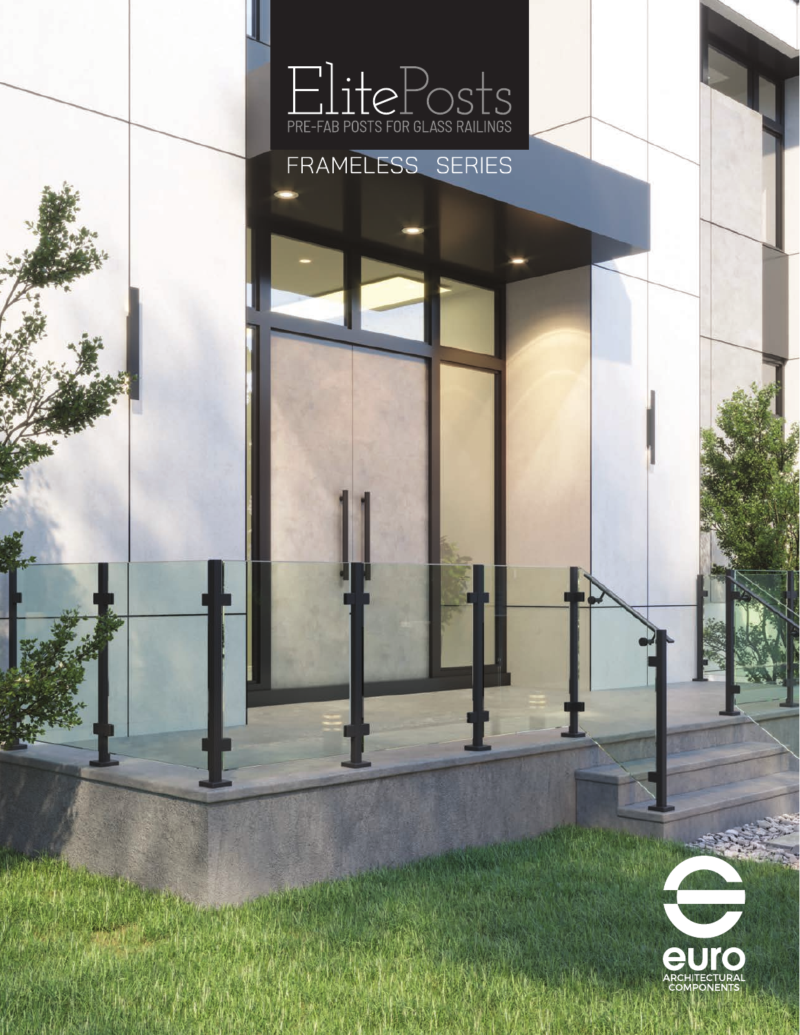# ElitePosts

PRE-FAB POSTS FOR GLASS RAILINGS

## FRAMELESS SERIES

euro
ARCHITECTURAL COMPONENTS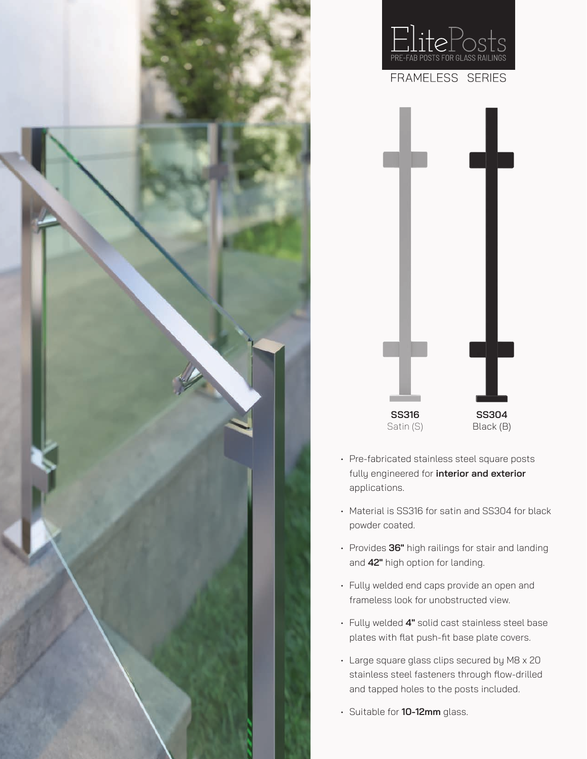# ElitePosts

PRE-FAB POSTS FOR GLASS RAILINGS

## FRAMELESS SERIES

**SS316**
Satin (S)

**SS304**
Black (B)

- Pre-fabricated stainless steel square posts fully engineered for **interior and exterior** applications.
- Material is SS316 for satin and SS304 for black powder coated.
- Provides **36"** high railings for stair and landing and **42"** high option for landing.
- Fully welded end caps provide an open and frameless look for unobstructed view.
- Fully welded **4"** solid cast stainless steel base plates with flat push-fit base plate covers.
- Large square glass clips secured by M8 x 20 stainless steel fasteners through flow-drilled and tapped holes to the posts included.
- Suitable for **10-12mm** glass.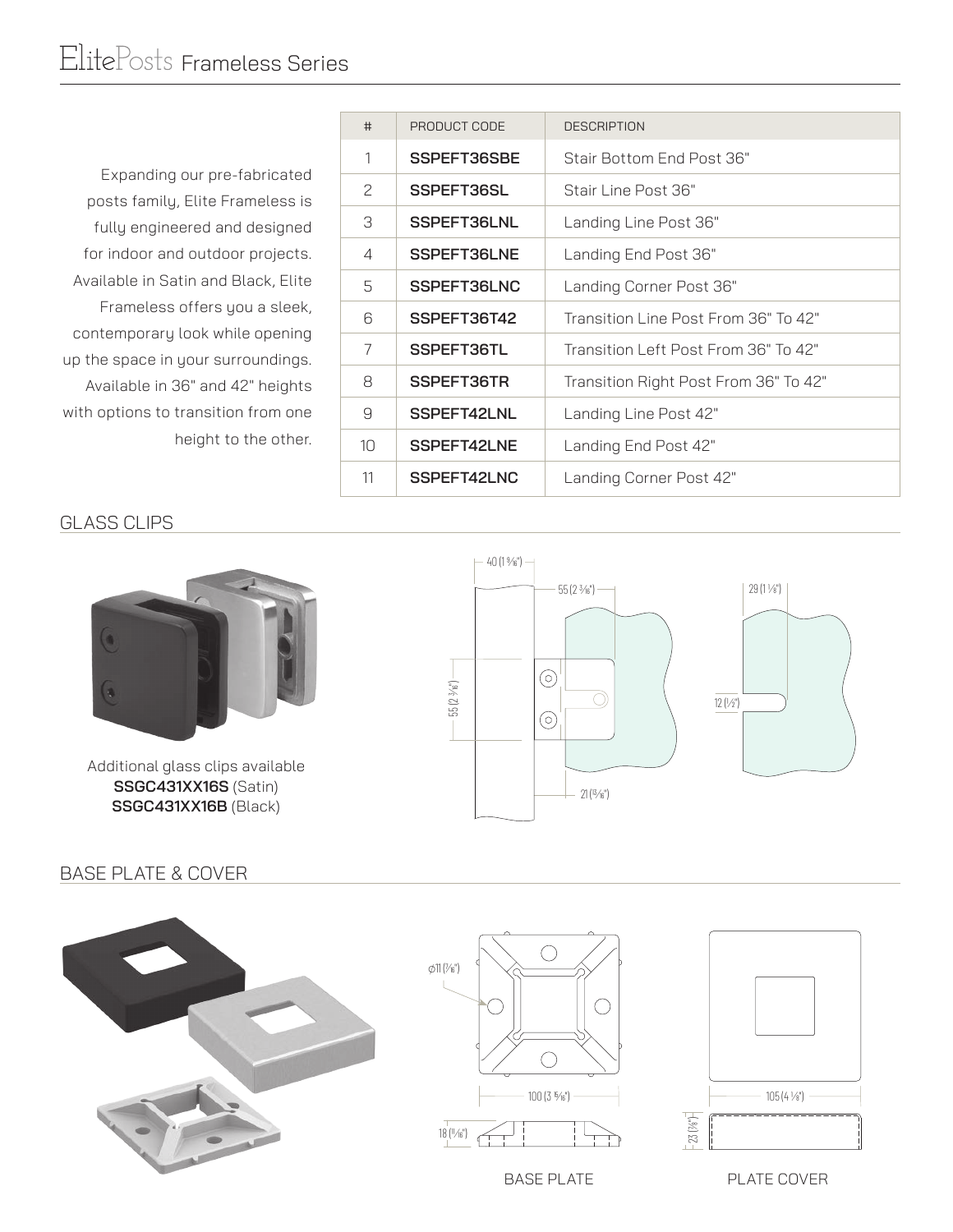Expanding our pre-fabricated posts family, Elite Frameless is fully engineered and designed for indoor and outdoor projects. Available in Satin and Black, Elite Frameless offers you a sleek, contemporary look while opening up the space in your surroundings. Available in 36" and 42" heights with options to transition from one height to the other.

| # | PRODUCT CODE | DESCRIPTION |
|---|---|---|
| 1 | **SSPEFT36SBE** | Stair Bottom End Post 36" |
| 2 | **SSPEFT36SL** | Stair Line Post 36" |
| 3 | **SSPEFT36LNL** | Landing Line Post 36" |
| 4 | **SSPEFT36LNE** | Landing End Post 36" |
| 5 | **SSPEFT36LNC** | Landing Corner Post 36" |
| 6 | **SSPEFT36T42** | Transition Line Post From 36" To 42" |
| 7 | **SSPEFT36TL** | Transition Left Post From 36" To 42" |
| 8 | **SSPEFT36TR** | Transition Right Post From 36" To 42" |
| 9 | **SSPEFT42LNL** | Landing Line Post 42" |
| 10 | **SSPEFT42LNE** | Landing End Post 42" |
| 11 | **SSPEFT42LNC** | Landing Corner Post 42" |

## GLASS CLIPS

Additional glass clips available
**SSGC431XX16S** (Satin)
**SSGC431XX16B** (Black)

40 (1 9/16")
55 (2 3/16")
29 (1 1/8")
55 (2 3/16")
12 (1/2")
21 (13/16")

## BASE PLATE & COVER

⌀11 (7/16")
100 (3 15/16")
18 (11/16")
105 (4 1/8")
23 (7/8")

BASE PLATE

PLATE COVER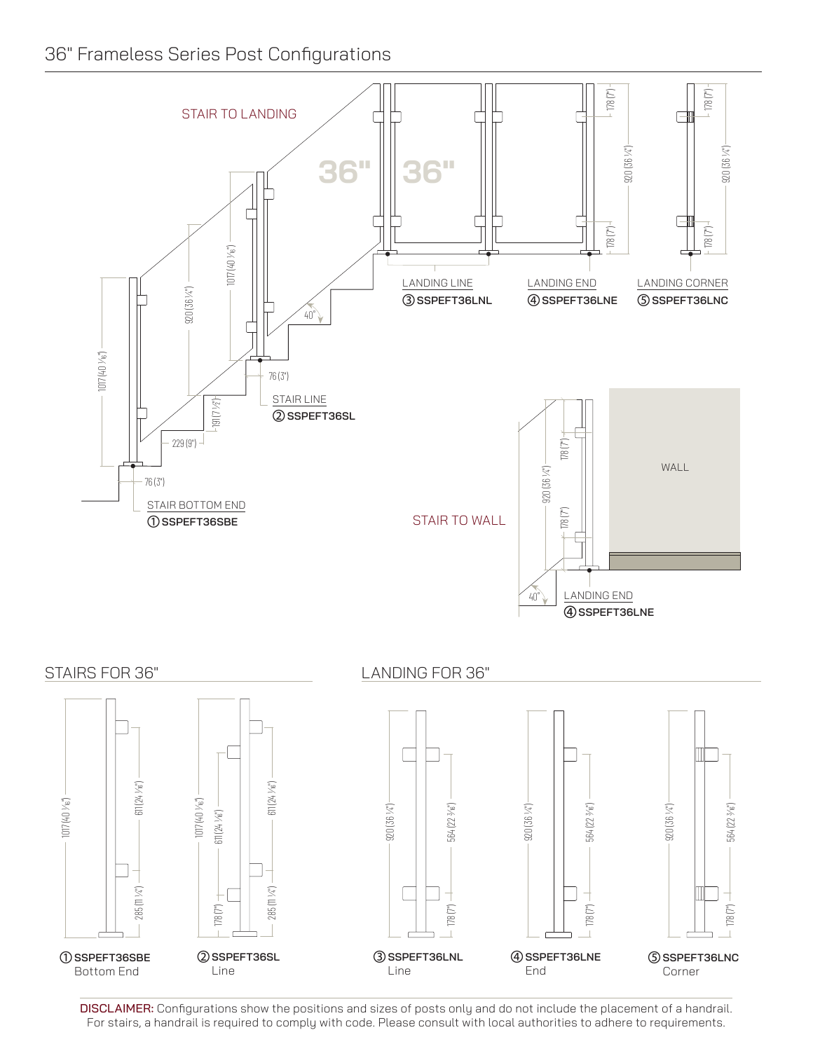# 36" Frameless Series Post Configurations

STAIR TO LANDING

36" 36"

178 (7") 920 (36 ¼") 178 (7") 178 (7") 920 (36 ¼") 178 (7")

1017 (40 ⅟₁₆") 920 (36 ¼") 1017 (40 ⅟₁₆") 191 (7 ½") 229 (9") 76 (3") 76 (3") 40°

LANDING LINE
③ **SSPEFT36LNL**

LANDING END
④ **SSPEFT36LNE**

LANDING CORNER
⑤ **SSPEFT36LNC**

STAIR LINE
② **SSPEFT36SL**

STAIR BOTTOM END
① **SSPEFT36SBE**

STAIR TO WALL

WALL

920 (36 ¼") 178 (7") 178 (7") 40°

LANDING END
④ **SSPEFT36LNE**

## STAIRS FOR 36"

1017 (40 ⅟₁₆") 611 (24 ⅟₁₆") 285 (11 ¼")

① **SSPEFT36SBE**
Bottom End

1017 (40 ⅟₁₆") 611 (24 ⅟₁₆") 178 (7") 611 (24 ⅟₁₆") 285 (11 ¼")

② **SSPEFT36SL**
Line

## LANDING FOR 36"

920 (36 ¼") 564 (22 ¾") 178 (7")

③ **SSPEFT36LNL**
Line

920 (36 ¼") 564 (22 ¾") 178 (7")

④ **SSPEFT36LNE**
End

920 (36 ¼") 564 (22 ¾") 178 (7")

⑤ **SSPEFT36LNC**
Corner

**DISCLAIMER:** Configurations show the positions and sizes of posts only and do not include the placement of a handrail. For stairs, a handrail is required to comply with code. Please consult with local authorities to adhere to requirements.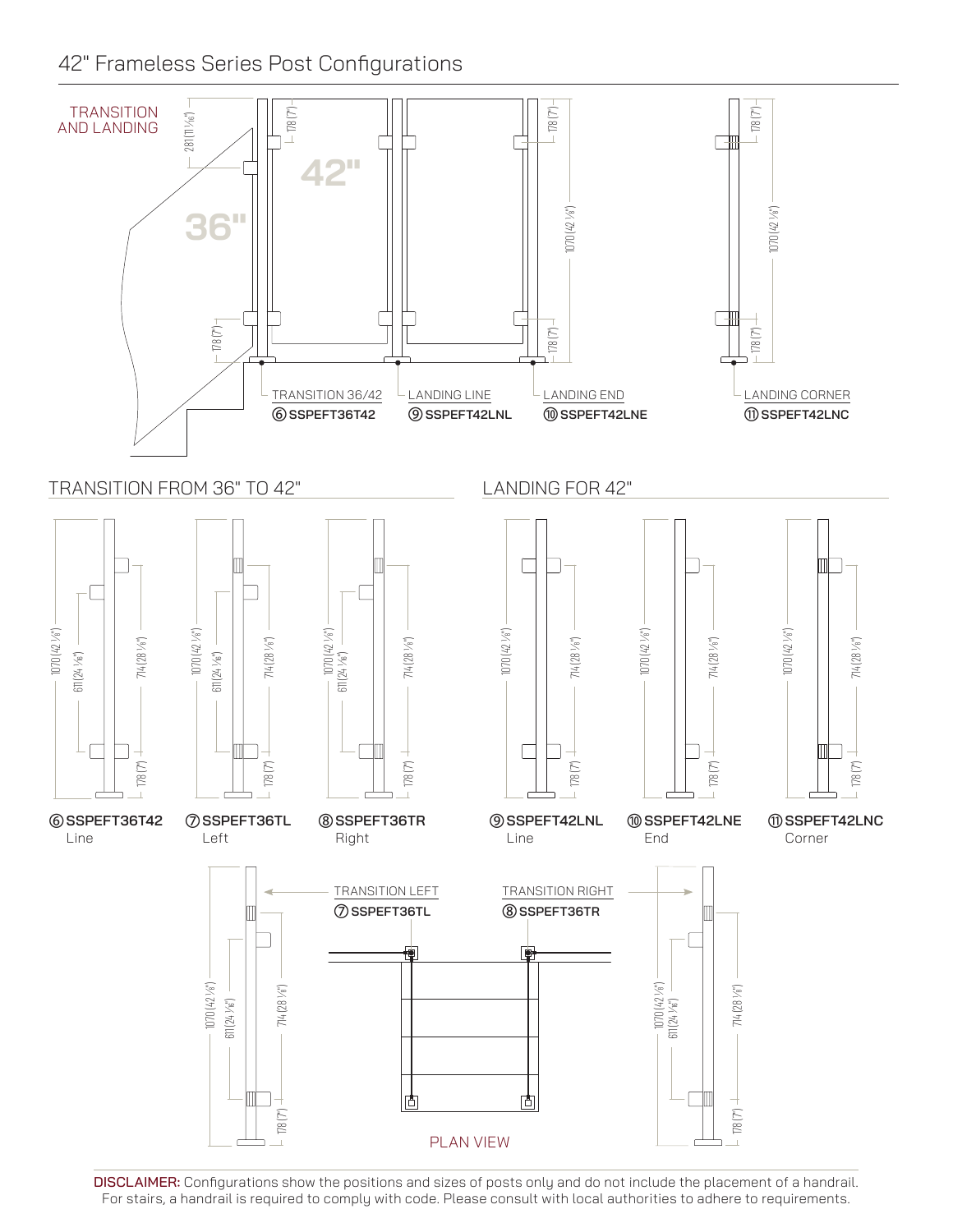# 42" Frameless Series Post Configurations

TRANSITION AND LANDING

42"

36"

281 (11 1/16")

178 (7")

1070 (42 1/8")

TRANSITION 36/42
⑥ SSPEFT36T42

LANDING LINE
⑨ SSPEFT42LNL

LANDING END
⑩ SSPEFT42LNE

LANDING CORNER
⑪ SSPEFT42LNC

## TRANSITION FROM 36" TO 42"

1070 (42 1/8")
611 (24 1/16")
714 (28 1/8")
178 (7")

⑥ **SSPEFT36T42**
Line

⑦ **SSPEFT36TL**
Left

⑧ **SSPEFT36TR**
Right

## LANDING FOR 42"

1070 (42 1/8")
714 (28 1/8")
178 (7")

⑨ **SSPEFT42LNL**
Line

⑩ **SSPEFT42LNE**
End

⑪ **SSPEFT42LNC**
Corner

TRANSITION LEFT
⑦ **SSPEFT36TL**

TRANSITION RIGHT
⑧ **SSPEFT36TR**

1070 (42 1/8")
611 (24 1/16")
714 (28 1/8")
178 (7")

PLAN VIEW

**DISCLAIMER:** Configurations show the positions and sizes of posts only and do not include the placement of a handrail. For stairs, a handrail is required to comply with code. Please consult with local authorities to adhere to requirements.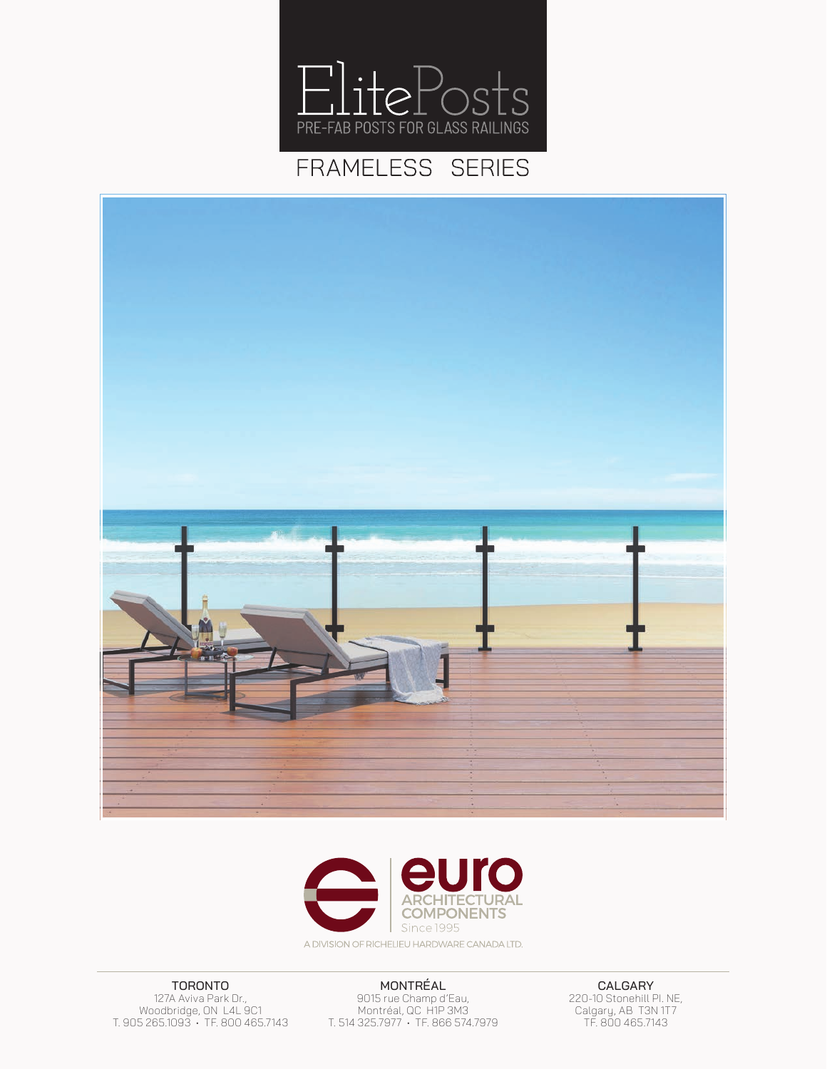# ElitePosts

PRE-FAB POSTS FOR GLASS RAILINGS

## FRAMELESS SERIES

euro ARCHITECTURAL COMPONENTS Since 1995

A DIVISION OF RICHELIEU HARDWARE CANADA LTD.

**TORONTO**
127A Aviva Park Dr.,
Woodbridge, ON L4L 9C1
T. 905 265.1093 • TF. 800 465.7143

**MONTRÉAL**
9015 rue Champ d'Eau,
Montréal, QC H1P 3M3
T. 514 325.7977 • TF. 866 574.7979

**CALGARY**
220-10 Stonehill Pl. NE,
Calgary, AB T3N 1T7
TF. 800 465.7143